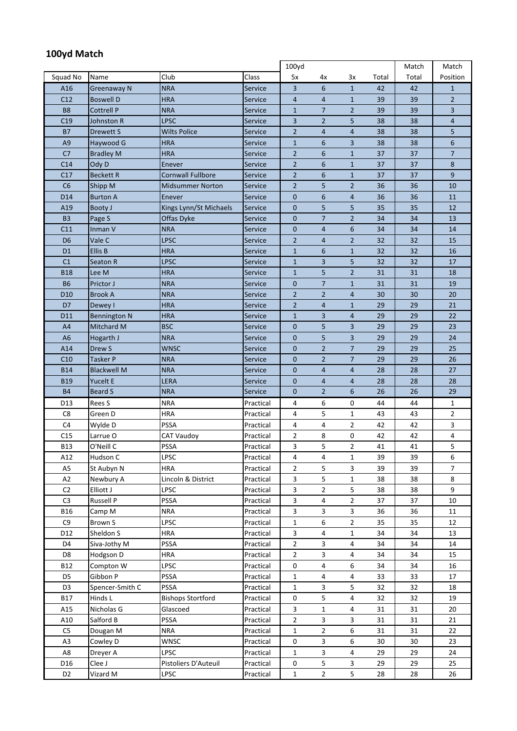## 100yd Match

| | | | | 100yd | | | | Match | Match |
|---|---|---|---|---|---|---|---|---|---|
| Squad No | Name | Club | Class | 5x | 4x | 3x | Total | Total | Position |
| A16 | Greenaway N | NRA | Service | 3 | 6 | 1 | 42 | 42 | 1 |
| C12 | Boswell D | HRA | Service | 4 | 4 | 1 | 39 | 39 | 2 |
| B8 | Cottrell P | NRA | Service | 1 | 7 | 2 | 39 | 39 | 3 |
| C19 | Johnston R | LPSC | Service | 3 | 2 | 5 | 38 | 38 | 4 |
| B7 | Drewett S | Wilts Police | Service | 2 | 4 | 4 | 38 | 38 | 5 |
| A9 | Haywood G | HRA | Service | 1 | 6 | 3 | 38 | 38 | 6 |
| C7 | Bradley M | HRA | Service | 2 | 6 | 1 | 37 | 37 | 7 |
| C14 | Ody D | Enever | Service | 2 | 6 | 1 | 37 | 37 | 8 |
| C17 | Beckett R | Cornwall Fullbore | Service | 2 | 6 | 1 | 37 | 37 | 9 |
| C6 | Shipp M | Midsummer Norton | Service | 2 | 5 | 2 | 36 | 36 | 10 |
| D14 | Burton A | Enever | Service | 0 | 6 | 4 | 36 | 36 | 11 |
| A19 | Booty J | Kings Lynn/St Michaels | Service | 0 | 5 | 5 | 35 | 35 | 12 |
| B3 | Page S | Offas Dyke | Service | 0 | 7 | 2 | 34 | 34 | 13 |
| C11 | Inman V | NRA | Service | 0 | 4 | 6 | 34 | 34 | 14 |
| D6 | Vale C | LPSC | Service | 2 | 4 | 2 | 32 | 32 | 15 |
| D1 | Ellis B | HRA | Service | 1 | 6 | 1 | 32 | 32 | 16 |
| C1 | Seaton R | LPSC | Service | 1 | 3 | 5 | 32 | 32 | 17 |
| B18 | Lee M | HRA | Service | 1 | 5 | 2 | 31 | 31 | 18 |
| B6 | Prictor J | NRA | Service | 0 | 7 | 1 | 31 | 31 | 19 |
| D10 | Brook A | NRA | Service | 2 | 2 | 4 | 30 | 30 | 20 |
| D7 | Dewey I | HRA | Service | 2 | 4 | 1 | 29 | 29 | 21 |
| D11 | Bennington N | HRA | Service | 1 | 3 | 4 | 29 | 29 | 22 |
| A4 | Mitchard M | BSC | Service | 0 | 5 | 3 | 29 | 29 | 23 |
| A6 | Hogarth J | NRA | Service | 0 | 5 | 3 | 29 | 29 | 24 |
| A14 | Drew S | WNSC | Service | 0 | 2 | 7 | 29 | 29 | 25 |
| C10 | Tasker P | NRA | Service | 0 | 2 | 7 | 29 | 29 | 26 |
| B14 | Blackwell M | NRA | Service | 0 | 4 | 4 | 28 | 28 | 27 |
| B19 | Yucelt E | LERA | Service | 0 | 4 | 4 | 28 | 28 | 28 |
| B4 | Beard S | NRA | Service | 0 | 2 | 6 | 26 | 26 | 29 |
| D13 | Rees S | NRA | Practical | 4 | 6 | 0 | 44 | 44 | 1 |
| C8 | Green D | HRA | Practical | 4 | 5 | 1 | 43 | 43 | 2 |
| C4 | Wylde D | PSSA | Practical | 4 | 4 | 2 | 42 | 42 | 3 |
| C15 | Larrue O | CAT Vaudoy | Practical | 2 | 8 | 0 | 42 | 42 | 4 |
| B13 | O'Neill C | PSSA | Practical | 3 | 5 | 2 | 41 | 41 | 5 |
| A12 | Hudson C | LPSC | Practical | 4 | 4 | 1 | 39 | 39 | 6 |
| A5 | St Aubyn N | HRA | Practical | 2 | 5 | 3 | 39 | 39 | 7 |
| A2 | Newbury A | Lincoln & District | Practical | 3 | 5 | 1 | 38 | 38 | 8 |
| C2 | Elliott J | LPSC | Practical | 3 | 2 | 5 | 38 | 38 | 9 |
| C3 | Russell P | PSSA | Practical | 3 | 4 | 2 | 37 | 37 | 10 |
| B16 | Camp M | NRA | Practical | 3 | 3 | 3 | 36 | 36 | 11 |
| C9 | Brown S | LPSC | Practical | 1 | 6 | 2 | 35 | 35 | 12 |
| D12 | Sheldon S | HRA | Practical | 3 | 4 | 1 | 34 | 34 | 13 |
| D4 | Siva-Jothy M | PSSA | Practical | 2 | 3 | 4 | 34 | 34 | 14 |
| D8 | Hodgson D | HRA | Practical | 2 | 3 | 4 | 34 | 34 | 15 |
| B12 | Compton W | LPSC | Practical | 0 | 4 | 6 | 34 | 34 | 16 |
| D5 | Gibbon P | PSSA | Practical | 1 | 4 | 4 | 33 | 33 | 17 |
| D3 | Spencer-Smith C | PSSA | Practical | 1 | 3 | 5 | 32 | 32 | 18 |
| B17 | Hinds L | Bishops Stortford | Practical | 0 | 5 | 4 | 32 | 32 | 19 |
| A15 | Nicholas G | Glascoed | Practical | 3 | 1 | 4 | 31 | 31 | 20 |
| A10 | Salford B | PSSA | Practical | 2 | 3 | 3 | 31 | 31 | 21 |
| C5 | Dougan M | NRA | Practical | 1 | 2 | 6 | 31 | 31 | 22 |
| A3 | Cowley D | WNSC | Practical | 0 | 3 | 6 | 30 | 30 | 23 |
| A8 | Dreyer A | LPSC | Practical | 1 | 3 | 4 | 29 | 29 | 24 |
| D16 | Clee J | Pistoliers D'Auteuil | Practical | 0 | 5 | 3 | 29 | 29 | 25 |
| D2 | Vizard M | LPSC | Practical | 1 | 2 | 5 | 28 | 28 | 26 |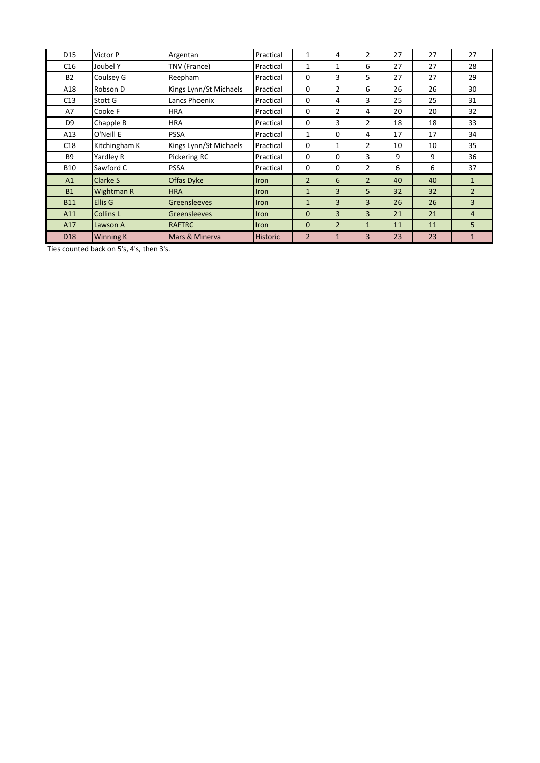| | | | | | | | | | |
|---|---|---|---|---|---|---|---|---|---|
| D15 | Victor P | Argentan | Practical | 1 | 4 | 2 | 27 | 27 | 27 |
| C16 | Joubel Y | TNV (France) | Practical | 1 | 1 | 6 | 27 | 27 | 28 |
| B2 | Coulsey G | Reepham | Practical | 0 | 3 | 5 | 27 | 27 | 29 |
| A18 | Robson D | Kings Lynn/St Michaels | Practical | 0 | 2 | 6 | 26 | 26 | 30 |
| C13 | Stott G | Lancs Phoenix | Practical | 0 | 4 | 3 | 25 | 25 | 31 |
| A7 | Cooke F | HRA | Practical | 0 | 2 | 4 | 20 | 20 | 32 |
| D9 | Chapple B | HRA | Practical | 0 | 3 | 2 | 18 | 18 | 33 |
| A13 | O'Neill E | PSSA | Practical | 1 | 0 | 4 | 17 | 17 | 34 |
| C18 | Kitchingham K | Kings Lynn/St Michaels | Practical | 0 | 1 | 2 | 10 | 10 | 35 |
| B9 | Yardley R | Pickering RC | Practical | 0 | 0 | 3 | 9 | 9 | 36 |
| B10 | Sawford C | PSSA | Practical | 0 | 0 | 2 | 6 | 6 | 37 |
| A1 | Clarke S | Offas Dyke | Iron | 2 | 6 | 2 | 40 | 40 | 1 |
| B1 | Wightman R | HRA | Iron | 1 | 3 | 5 | 32 | 32 | 2 |
| B11 | Ellis G | Greensleeves | Iron | 1 | 3 | 3 | 26 | 26 | 3 |
| A11 | Collins L | Greensleeves | Iron | 0 | 3 | 3 | 21 | 21 | 4 |
| A17 | Lawson A | RAFTRC | Iron | 0 | 2 | 1 | 11 | 11 | 5 |
| D18 | Winning K | Mars & Minerva | Historic | 2 | 1 | 3 | 23 | 23 | 1 |

Ties counted back on 5's, 4's, then 3's.